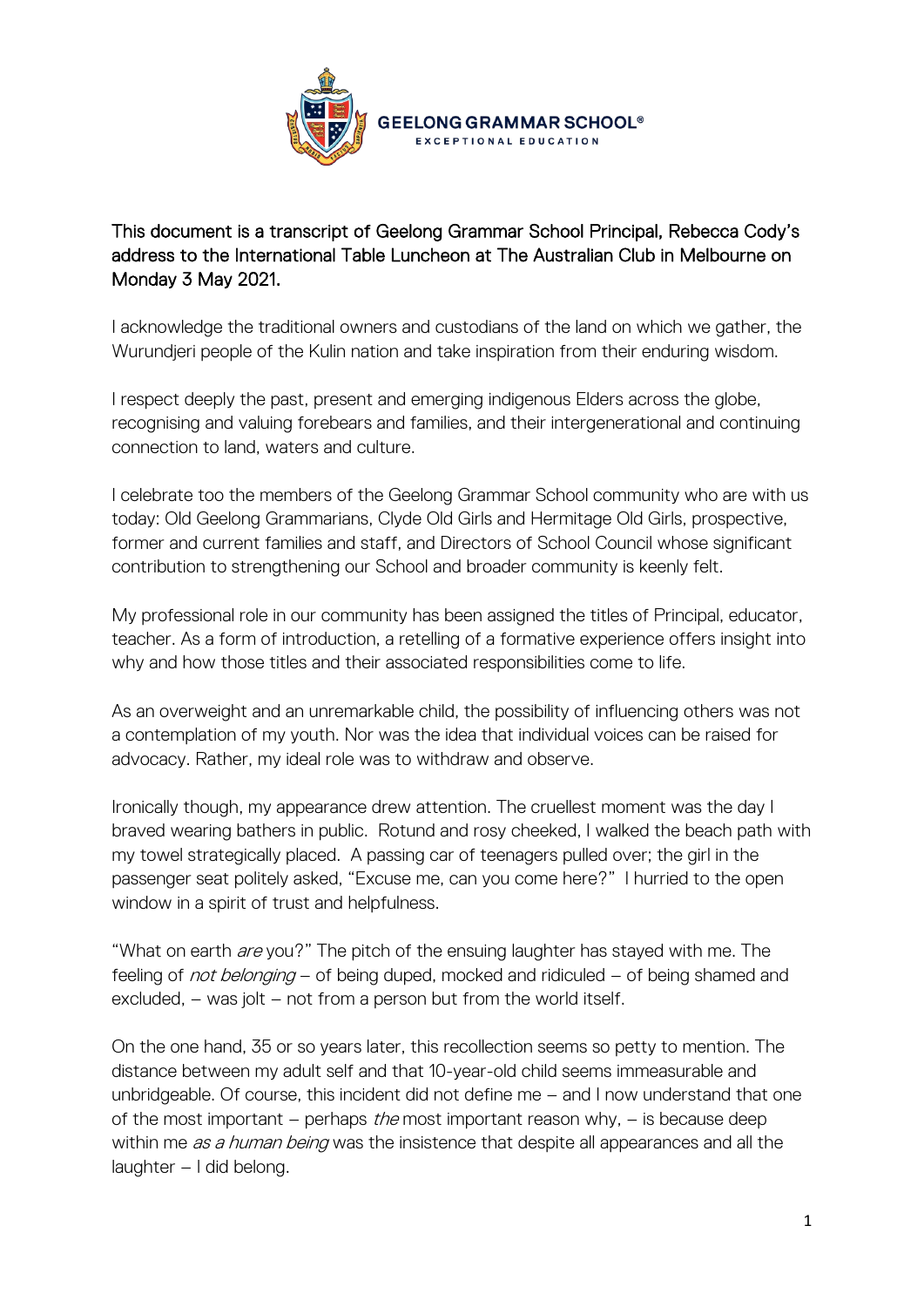GEELONG GRAMMAR SCHOOL®
EXCEPTIONAL EDUCATION

This document is a transcript of Geelong Grammar School Principal, Rebecca Cody's address to the International Table Luncheon at The Australian Club in Melbourne on Monday 3 May 2021.

I acknowledge the traditional owners and custodians of the land on which we gather, the Wurundjeri people of the Kulin nation and take inspiration from their enduring wisdom.

I respect deeply the past, present and emerging indigenous Elders across the globe, recognising and valuing forebears and families, and their intergenerational and continuing connection to land, waters and culture.

I celebrate too the members of the Geelong Grammar School community who are with us today: Old Geelong Grammarians, Clyde Old Girls and Hermitage Old Girls, prospective, former and current families and staff, and Directors of School Council whose significant contribution to strengthening our School and broader community is keenly felt.

My professional role in our community has been assigned the titles of Principal, educator, teacher. As a form of introduction, a retelling of a formative experience offers insight into why and how those titles and their associated responsibilities come to life.

As an overweight and an unremarkable child, the possibility of influencing others was not a contemplation of my youth. Nor was the idea that individual voices can be raised for advocacy. Rather, my ideal role was to withdraw and observe.

Ironically though, my appearance drew attention. The cruellest moment was the day I braved wearing bathers in public. Rotund and rosy cheeked, I walked the beach path with my towel strategically placed. A passing car of teenagers pulled over; the girl in the passenger seat politely asked, "Excuse me, can you come here?" I hurried to the open window in a spirit of trust and helpfulness.

"What on earth *are* you?" The pitch of the ensuing laughter has stayed with me. The feeling of *not belonging* – of being duped, mocked and ridiculed – of being shamed and excluded, – was jolt – not from a person but from the world itself.

On the one hand, 35 or so years later, this recollection seems so petty to mention. The distance between my adult self and that 10-year-old child seems immeasurable and unbridgeable. Of course, this incident did not define me – and I now understand that one of the most important – perhaps *the* most important reason why, – is because deep within me *as a human being* was the insistence that despite all appearances and all the laughter – I did belong.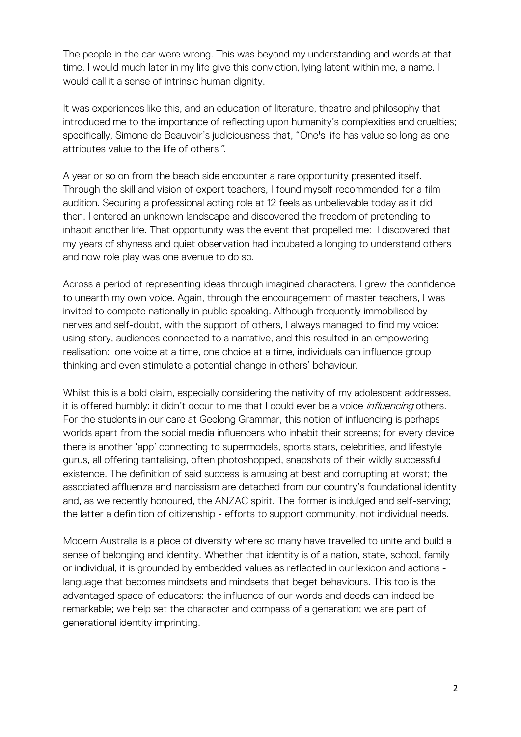The people in the car were wrong. This was beyond my understanding and words at that time. I would much later in my life give this conviction, lying latent within me, a name. I would call it a sense of intrinsic human dignity.

It was experiences like this, and an education of literature, theatre and philosophy that introduced me to the importance of reflecting upon humanity's complexities and cruelties; specifically, Simone de Beauvoir's judiciousness that, "One's life has value so long as one attributes value to the life of others*"*.

A year or so on from the beach side encounter a rare opportunity presented itself. Through the skill and vision of expert teachers, I found myself recommended for a film audition. Securing a professional acting role at 12 feels as unbelievable today as it did then. I entered an unknown landscape and discovered the freedom of pretending to inhabit another life. That opportunity was the event that propelled me: I discovered that my years of shyness and quiet observation had incubated a longing to understand others and now role play was one avenue to do so.

Across a period of representing ideas through imagined characters, I grew the confidence to unearth my own voice. Again, through the encouragement of master teachers, I was invited to compete nationally in public speaking. Although frequently immobilised by nerves and self-doubt, with the support of others, I always managed to find my voice: using story, audiences connected to a narrative, and this resulted in an empowering realisation: one voice at a time, one choice at a time, individuals can influence group thinking and even stimulate a potential change in others' behaviour.

Whilst this is a bold claim, especially considering the nativity of my adolescent addresses, it is offered humbly: it didn't occur to me that I could ever be a voice *influencing* others. For the students in our care at Geelong Grammar, this notion of influencing is perhaps worlds apart from the social media influencers who inhabit their screens; for every device there is another 'app' connecting to supermodels, sports stars, celebrities, and lifestyle gurus, all offering tantalising, often photoshopped, snapshots of their wildly successful existence. The definition of said success is amusing at best and corrupting at worst; the associated affluenza and narcissism are detached from our country's foundational identity and, as we recently honoured, the ANZAC spirit. The former is indulged and self-serving; the latter a definition of citizenship - efforts to support community, not individual needs.

Modern Australia is a place of diversity where so many have travelled to unite and build a sense of belonging and identity. Whether that identity is of a nation, state, school, family or individual, it is grounded by embedded values as reflected in our lexicon and actions - language that becomes mindsets and mindsets that beget behaviours. This too is the advantaged space of educators: the influence of our words and deeds can indeed be remarkable; we help set the character and compass of a generation; we are part of generational identity imprinting.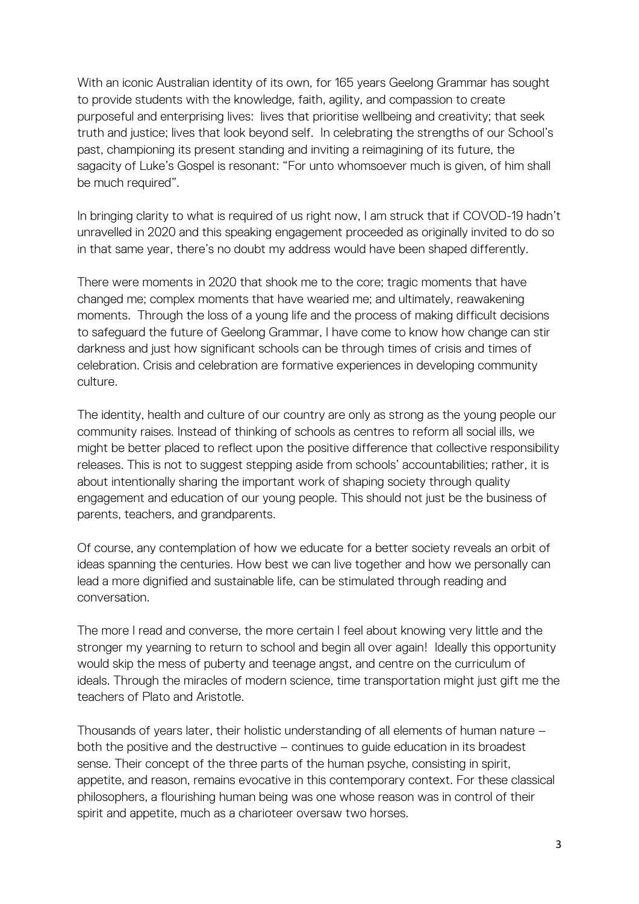With an iconic Australian identity of its own, for 165 years Geelong Grammar has sought to provide students with the knowledge, faith, agility, and compassion to create purposeful and enterprising lives: lives that prioritise wellbeing and creativity; that seek truth and justice; lives that look beyond self. In celebrating the strengths of our School's past, championing its present standing and inviting a reimagining of its future, the sagacity of Luke's Gospel is resonant: "For unto whomsoever much is given, of him shall be much required".

In bringing clarity to what is required of us right now, I am struck that if COVOD-19 hadn't unravelled in 2020 and this speaking engagement proceeded as originally invited to do so in that same year, there's no doubt my address would have been shaped differently.

There were moments in 2020 that shook me to the core; tragic moments that have changed me; complex moments that have wearied me; and ultimately, reawakening moments. Through the loss of a young life and the process of making difficult decisions to safeguard the future of Geelong Grammar, I have come to know how change can stir darkness and just how significant schools can be through times of crisis and times of celebration. Crisis and celebration are formative experiences in developing community culture.

The identity, health and culture of our country are only as strong as the young people our community raises. Instead of thinking of schools as centres to reform all social ills, we might be better placed to reflect upon the positive difference that collective responsibility releases. This is not to suggest stepping aside from schools' accountabilities; rather, it is about intentionally sharing the important work of shaping society through quality engagement and education of our young people. This should not just be the business of parents, teachers, and grandparents.

Of course, any contemplation of how we educate for a better society reveals an orbit of ideas spanning the centuries. How best we can live together and how we personally can lead a more dignified and sustainable life, can be stimulated through reading and conversation.

The more I read and converse, the more certain I feel about knowing very little and the stronger my yearning to return to school and begin all over again! Ideally this opportunity would skip the mess of puberty and teenage angst, and centre on the curriculum of ideals. Through the miracles of modern science, time transportation might just gift me the teachers of Plato and Aristotle.

Thousands of years later, their holistic understanding of all elements of human nature – both the positive and the destructive – continues to guide education in its broadest sense. Their concept of the three parts of the human psyche, consisting in spirit, appetite, and reason, remains evocative in this contemporary context. For these classical philosophers, a flourishing human being was one whose reason was in control of their spirit and appetite, much as a charioteer oversaw two horses.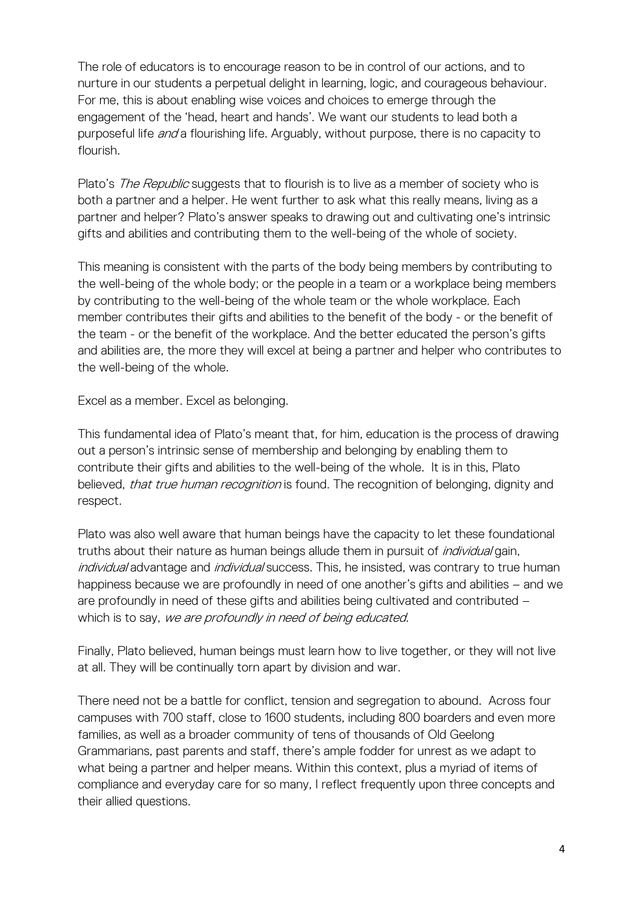The role of educators is to encourage reason to be in control of our actions, and to nurture in our students a perpetual delight in learning, logic, and courageous behaviour. For me, this is about enabling wise voices and choices to emerge through the engagement of the 'head, heart and hands'. We want our students to lead both a purposeful life *and* a flourishing life. Arguably, without purpose, there is no capacity to flourish.

Plato's *The Republic* suggests that to flourish is to live as a member of society who is both a partner and a helper. He went further to ask what this really means, living as a partner and helper? Plato's answer speaks to drawing out and cultivating one's intrinsic gifts and abilities and contributing them to the well-being of the whole of society.

This meaning is consistent with the parts of the body being members by contributing to the well-being of the whole body; or the people in a team or a workplace being members by contributing to the well-being of the whole team or the whole workplace. Each member contributes their gifts and abilities to the benefit of the body - or the benefit of the team - or the benefit of the workplace. And the better educated the person's gifts and abilities are, the more they will excel at being a partner and helper who contributes to the well-being of the whole.

Excel as a member. Excel as belonging.

This fundamental idea of Plato's meant that, for him, education is the process of drawing out a person's intrinsic sense of membership and belonging by enabling them to contribute their gifts and abilities to the well-being of the whole. It is in this, Plato believed, *that true human recognition* is found. The recognition of belonging, dignity and respect.

Plato was also well aware that human beings have the capacity to let these foundational truths about their nature as human beings allude them in pursuit of *individual* gain, *individual* advantage and *individual* success. This, he insisted, was contrary to true human happiness because we are profoundly in need of one another's gifts and abilities – and we are profoundly in need of these gifts and abilities being cultivated and contributed – which is to say, *we are profoundly in need of being educated.*

Finally, Plato believed, human beings must learn how to live together, or they will not live at all. They will be continually torn apart by division and war.

There need not be a battle for conflict, tension and segregation to abound. Across four campuses with 700 staff, close to 1600 students, including 800 boarders and even more families, as well as a broader community of tens of thousands of Old Geelong Grammarians, past parents and staff, there's ample fodder for unrest as we adapt to what being a partner and helper means. Within this context, plus a myriad of items of compliance and everyday care for so many, I reflect frequently upon three concepts and their allied questions.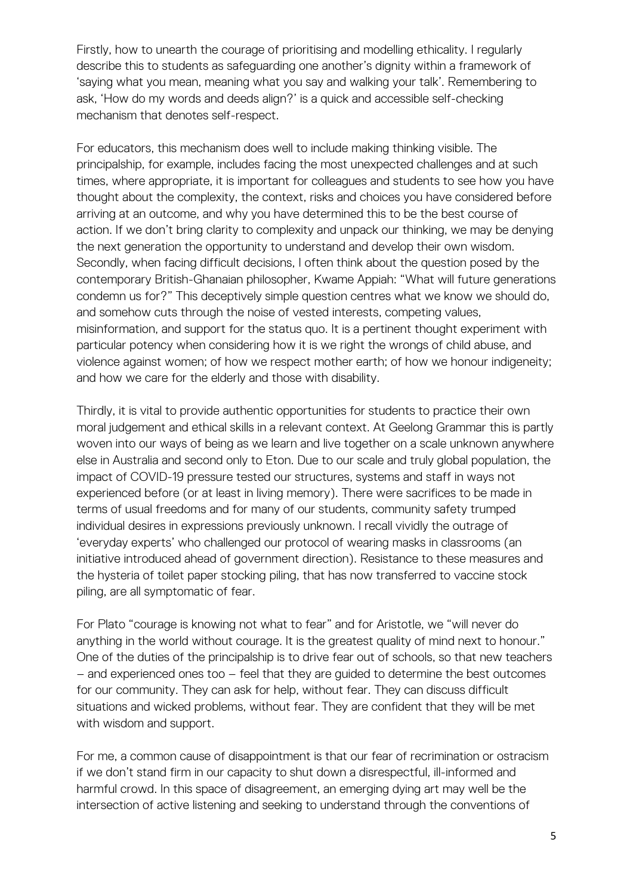Firstly, how to unearth the courage of prioritising and modelling ethicality. I regularly describe this to students as safeguarding one another's dignity within a framework of 'saying what you mean, meaning what you say and walking your talk'. Remembering to ask, 'How do my words and deeds align?' is a quick and accessible self-checking mechanism that denotes self-respect.

For educators, this mechanism does well to include making thinking visible. The principalship, for example, includes facing the most unexpected challenges and at such times, where appropriate, it is important for colleagues and students to see how you have thought about the complexity, the context, risks and choices you have considered before arriving at an outcome, and why you have determined this to be the best course of action. If we don't bring clarity to complexity and unpack our thinking, we may be denying the next generation the opportunity to understand and develop their own wisdom.
Secondly, when facing difficult decisions, I often think about the question posed by the contemporary British-Ghanaian philosopher, Kwame Appiah: "What will future generations condemn us for?" This deceptively simple question centres what we know we should do, and somehow cuts through the noise of vested interests, competing values, misinformation, and support for the status quo. It is a pertinent thought experiment with particular potency when considering how it is we right the wrongs of child abuse, and violence against women; of how we respect mother earth; of how we honour indigeneity; and how we care for the elderly and those with disability.

Thirdly, it is vital to provide authentic opportunities for students to practice their own moral judgement and ethical skills in a relevant context. At Geelong Grammar this is partly woven into our ways of being as we learn and live together on a scale unknown anywhere else in Australia and second only to Eton. Due to our scale and truly global population, the impact of COVID-19 pressure tested our structures, systems and staff in ways not experienced before (or at least in living memory). There were sacrifices to be made in terms of usual freedoms and for many of our students, community safety trumped individual desires in expressions previously unknown. I recall vividly the outrage of 'everyday experts' who challenged our protocol of wearing masks in classrooms (an initiative introduced ahead of government direction). Resistance to these measures and the hysteria of toilet paper stocking piling, that has now transferred to vaccine stock piling, are all symptomatic of fear.

For Plato "courage is knowing not what to fear" and for Aristotle, we "will never do anything in the world without courage. It is the greatest quality of mind next to honour." One of the duties of the principalship is to drive fear out of schools, so that new teachers – and experienced ones too – feel that they are guided to determine the best outcomes for our community. They can ask for help, without fear. They can discuss difficult situations and wicked problems, without fear. They are confident that they will be met with wisdom and support.

For me, a common cause of disappointment is that our fear of recrimination or ostracism if we don't stand firm in our capacity to shut down a disrespectful, ill-informed and harmful crowd. In this space of disagreement, an emerging dying art may well be the intersection of active listening and seeking to understand through the conventions of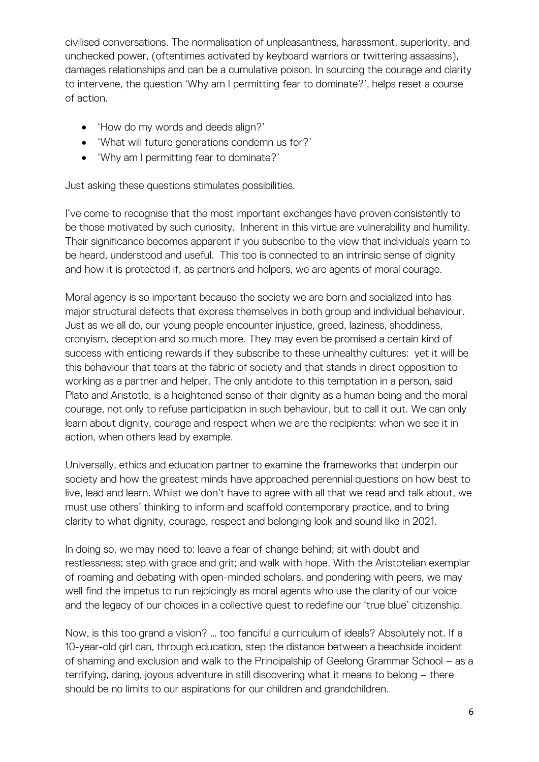civilised conversations. The normalisation of unpleasantness, harassment, superiority, and unchecked power, (oftentimes activated by keyboard warriors or twittering assassins), damages relationships and can be a cumulative poison. In sourcing the courage and clarity to intervene, the question 'Why am I permitting fear to dominate?', helps reset a course of action.

- 'How do my words and deeds align?'
- 'What will future generations condemn us for?'
- 'Why am I permitting fear to dominate?'

Just asking these questions stimulates possibilities.

I've come to recognise that the most important exchanges have proven consistently to be those motivated by such curiosity. Inherent in this virtue are vulnerability and humility. Their significance becomes apparent if you subscribe to the view that individuals yearn to be heard, understood and useful. This too is connected to an intrinsic sense of dignity and how it is protected if, as partners and helpers, we are agents of moral courage.

Moral agency is so important because the society we are born and socialized into has major structural defects that express themselves in both group and individual behaviour. Just as we all do, our young people encounter injustice, greed, laziness, shoddiness, cronyism, deception and so much more. They may even be promised a certain kind of success with enticing rewards if they subscribe to these unhealthy cultures: yet it will be this behaviour that tears at the fabric of society and that stands in direct opposition to working as a partner and helper. The only antidote to this temptation in a person, said Plato and Aristotle, is a heightened sense of their dignity as a human being and the moral courage, not only to refuse participation in such behaviour, but to call it out. We can only learn about dignity, courage and respect when we are the recipients: when we see it in action, when others lead by example.

Universally, ethics and education partner to examine the frameworks that underpin our society and how the greatest minds have approached perennial questions on how best to live, lead and learn. Whilst we don't have to agree with all that we read and talk about, we must use others' thinking to inform and scaffold contemporary practice, and to bring clarity to what dignity, courage, respect and belonging look and sound like in 2021.

In doing so, we may need to: leave a fear of change behind; sit with doubt and restlessness; step with grace and grit; and walk with hope. With the Aristotelian exemplar of roaming and debating with open-minded scholars, and pondering with peers, we may well find the impetus to run rejoicingly as moral agents who use the clarity of our voice and the legacy of our choices in a collective quest to redefine our 'true blue' citizenship.

Now, is this too grand a vision? … too fanciful a curriculum of ideals? Absolutely not. If a 10-year-old girl can, through education, step the distance between a beachside incident of shaming and exclusion and walk to the Principalship of Geelong Grammar School – as a terrifying, daring, joyous adventure in still discovering what it means to belong – there should be no limits to our aspirations for our children and grandchildren.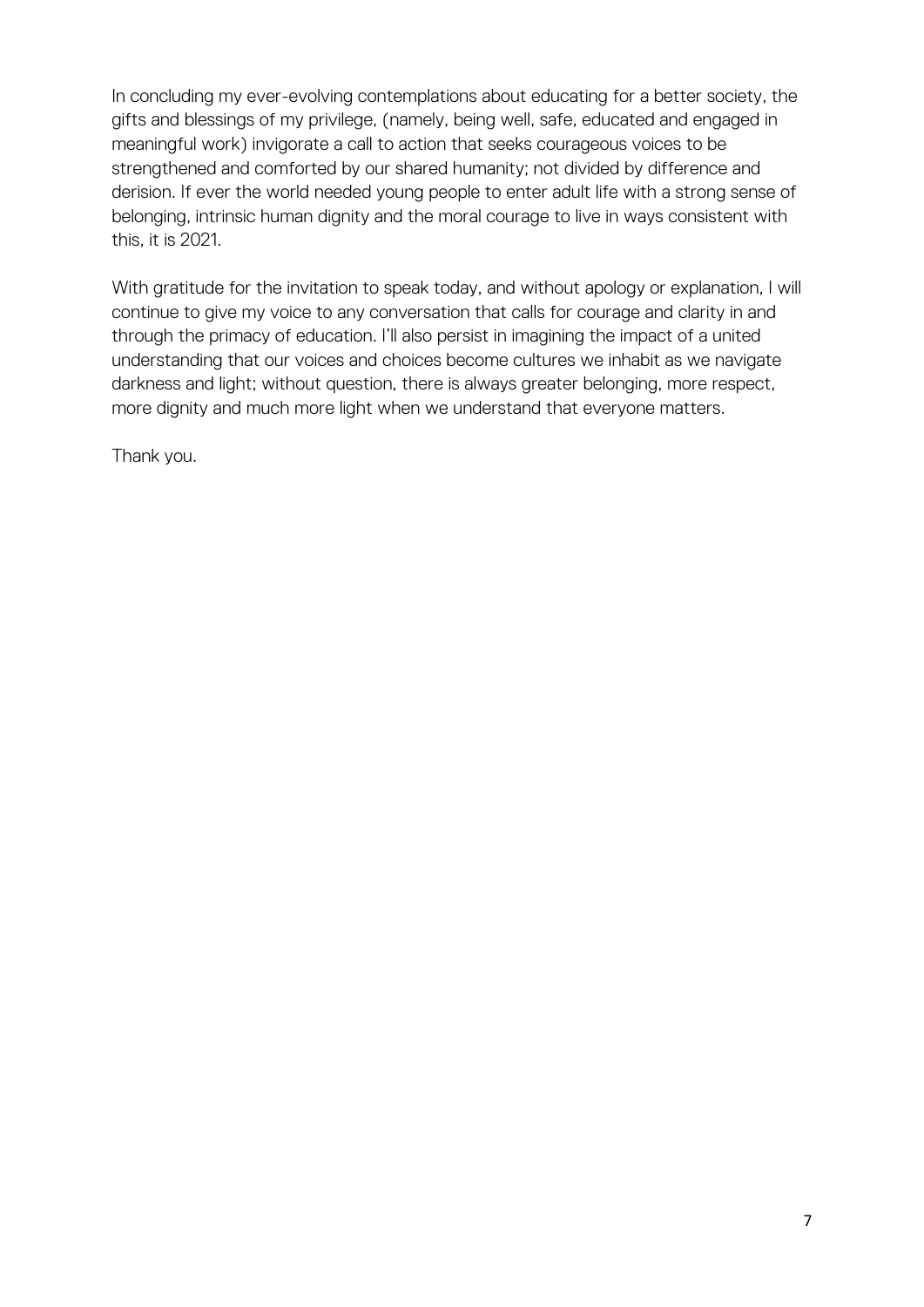In concluding my ever-evolving contemplations about educating for a better society, the gifts and blessings of my privilege, (namely, being well, safe, educated and engaged in meaningful work) invigorate a call to action that seeks courageous voices to be strengthened and comforted by our shared humanity; not divided by difference and derision. If ever the world needed young people to enter adult life with a strong sense of belonging, intrinsic human dignity and the moral courage to live in ways consistent with this, it is 2021.

With gratitude for the invitation to speak today, and without apology or explanation, I will continue to give my voice to any conversation that calls for courage and clarity in and through the primacy of education. I'll also persist in imagining the impact of a united understanding that our voices and choices become cultures we inhabit as we navigate darkness and light; without question, there is always greater belonging, more respect, more dignity and much more light when we understand that everyone matters.

Thank you.